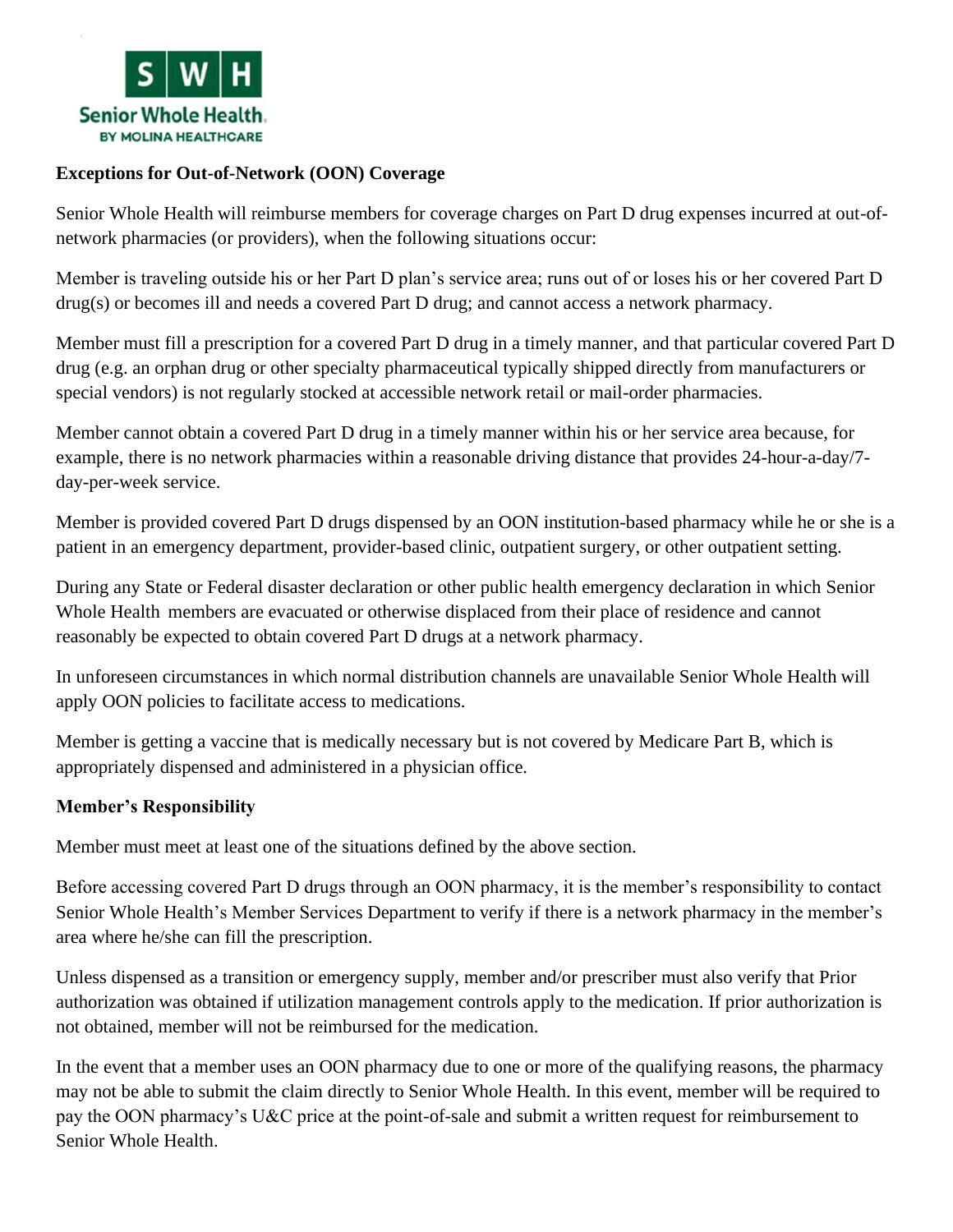**Exceptions for Out-of-Network (OON) Coverage**

Senior Whole Health will reimburse members for coverage charges on Part D drug expenses incurred at out-of-network pharmacies (or providers), when the following situations occur:

Member is traveling outside his or her Part D plan's service area; runs out of or loses his or her covered Part D drug(s) or becomes ill and needs a covered Part D drug; and cannot access a network pharmacy.

Member must fill a prescription for a covered Part D drug in a timely manner, and that particular covered Part D drug (e.g. an orphan drug or other specialty pharmaceutical typically shipped directly from manufacturers or special vendors) is not regularly stocked at accessible network retail or mail-order pharmacies.

Member cannot obtain a covered Part D drug in a timely manner within his or her service area because, for example, there is no network pharmacies within a reasonable driving distance that provides 24-hour-a-day/7-day-per-week service.

Member is provided covered Part D drugs dispensed by an OON institution-based pharmacy while he or she is a patient in an emergency department, provider-based clinic, outpatient surgery, or other outpatient setting.

During any State or Federal disaster declaration or other public health emergency declaration in which Senior Whole Health members are evacuated or otherwise displaced from their place of residence and cannot reasonably be expected to obtain covered Part D drugs at a network pharmacy.

In unforeseen circumstances in which normal distribution channels are unavailable Senior Whole Health will apply OON policies to facilitate access to medications.

Member is getting a vaccine that is medically necessary but is not covered by Medicare Part B, which is appropriately dispensed and administered in a physician office.

**Member's Responsibility**

Member must meet at least one of the situations defined by the above section.

Before accessing covered Part D drugs through an OON pharmacy, it is the member's responsibility to contact Senior Whole Health's Member Services Department to verify if there is a network pharmacy in the member's area where he/she can fill the prescription.

Unless dispensed as a transition or emergency supply, member and/or prescriber must also verify that Prior authorization was obtained if utilization management controls apply to the medication. If prior authorization is not obtained, member will not be reimbursed for the medication.

In the event that a member uses an OON pharmacy due to one or more of the qualifying reasons, the pharmacy may not be able to submit the claim directly to Senior Whole Health. In this event, member will be required to pay the OON pharmacy's U&C price at the point-of-sale and submit a written request for reimbursement to Senior Whole Health.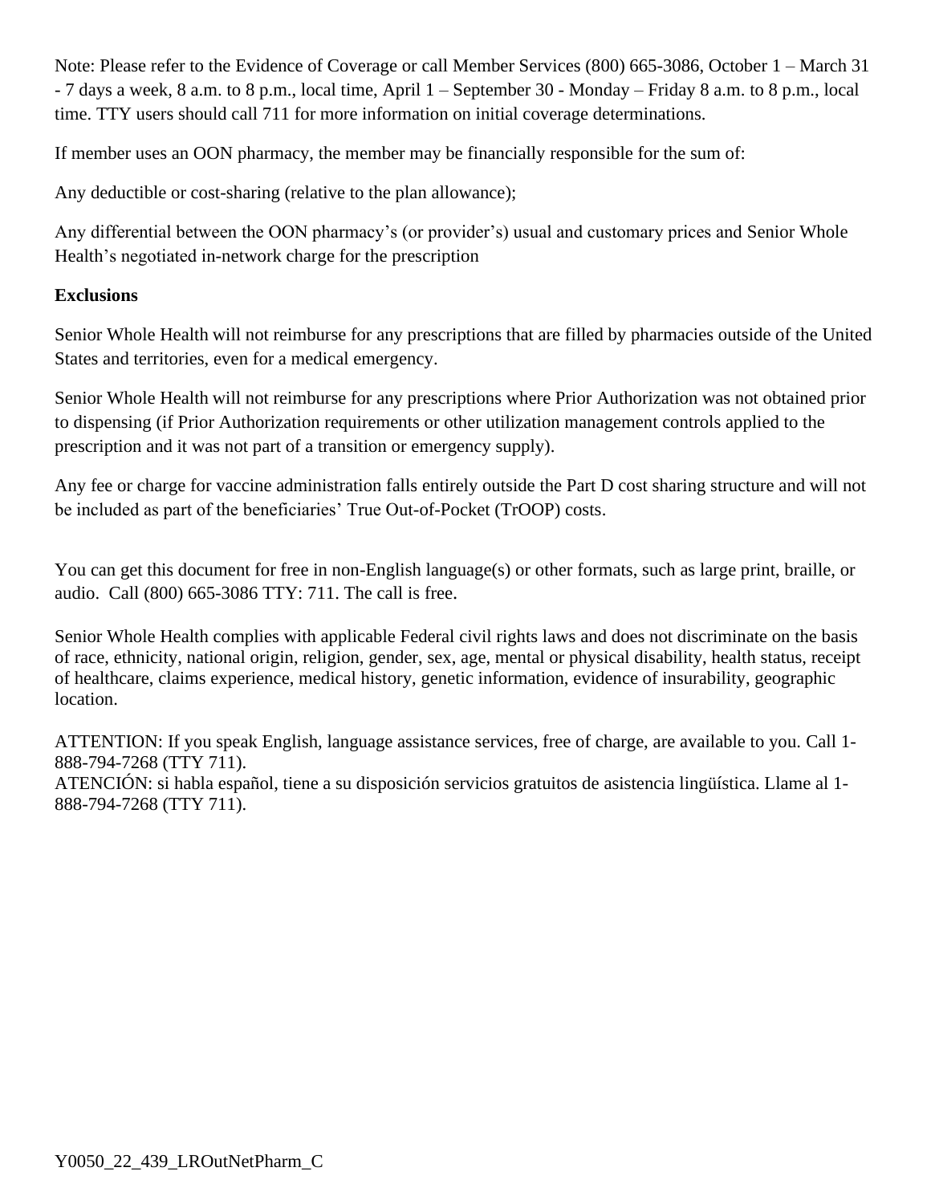Note: Please refer to the Evidence of Coverage or call Member Services (800) 665-3086, October 1 – March 31 - 7 days a week, 8 a.m. to 8 p.m., local time, April 1 – September 30 - Monday – Friday 8 a.m. to 8 p.m., local time. TTY users should call 711 for more information on initial coverage determinations.

If member uses an OON pharmacy, the member may be financially responsible for the sum of:

Any deductible or cost-sharing (relative to the plan allowance);

Any differential between the OON pharmacy's (or provider's) usual and customary prices and Senior Whole Health's negotiated in-network charge for the prescription

**Exclusions**

Senior Whole Health will not reimburse for any prescriptions that are filled by pharmacies outside of the United States and territories, even for a medical emergency.

Senior Whole Health will not reimburse for any prescriptions where Prior Authorization was not obtained prior to dispensing (if Prior Authorization requirements or other utilization management controls applied to the prescription and it was not part of a transition or emergency supply).

Any fee or charge for vaccine administration falls entirely outside the Part D cost sharing structure and will not be included as part of the beneficiaries' True Out-of-Pocket (TrOOP) costs.

You can get this document for free in non-English language(s) or other formats, such as large print, braille, or audio. Call (800) 665-3086 TTY: 711. The call is free.

Senior Whole Health complies with applicable Federal civil rights laws and does not discriminate on the basis of race, ethnicity, national origin, religion, gender, sex, age, mental or physical disability, health status, receipt of healthcare, claims experience, medical history, genetic information, evidence of insurability, geographic location.

ATTENTION: If you speak English, language assistance services, free of charge, are available to you. Call 1-888-794-7268 (TTY 711).
ATENCIÓN: si habla español, tiene a su disposición servicios gratuitos de asistencia lingüística. Llame al 1-888-794-7268 (TTY 711).

Y0050_22_439_LROutNetPharm_C